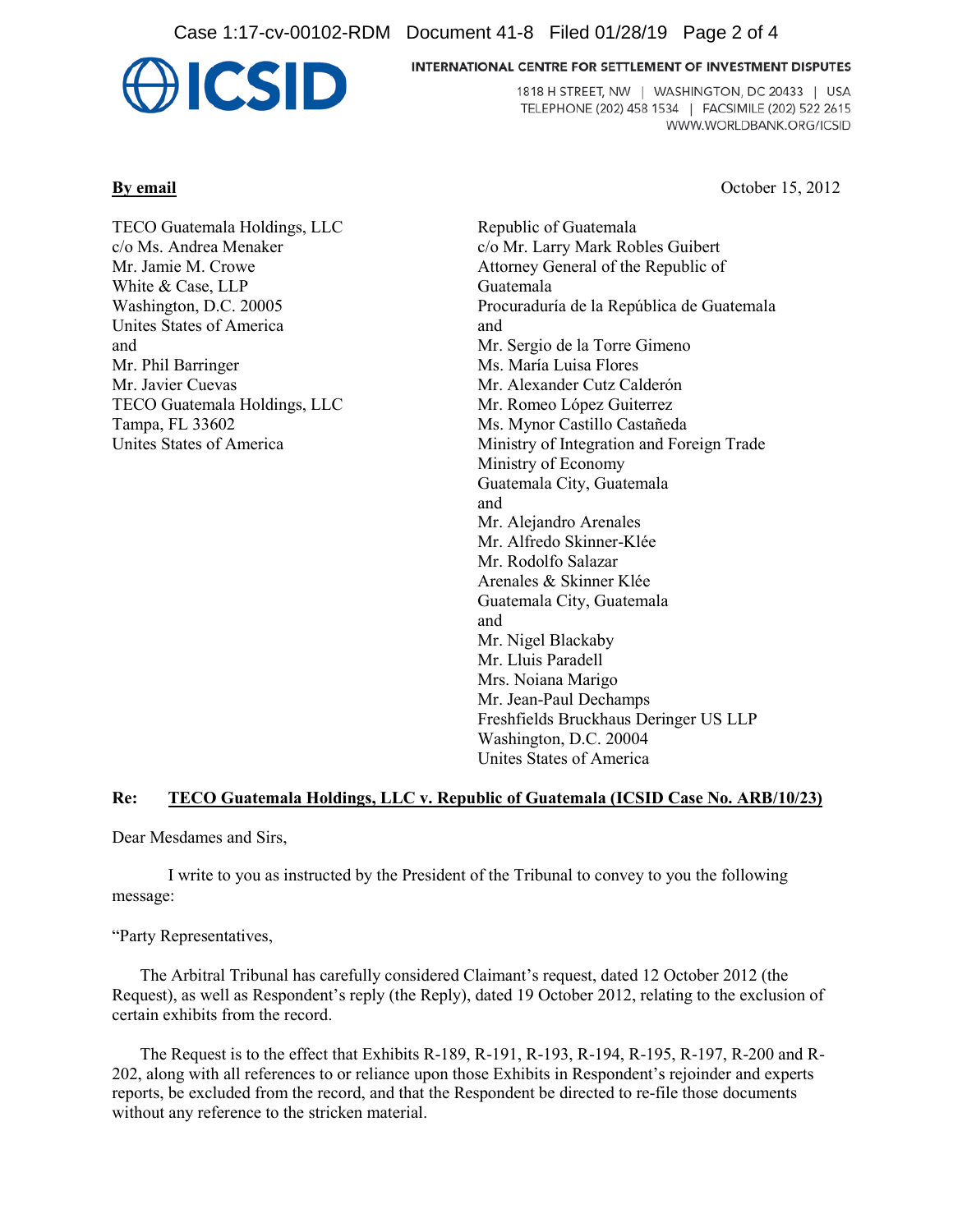**ICSID**

INTERNATIONAL CENTRE FOR SETTLEMENT OF INVESTMENT DISPUTES

1818 H STREET, NW | WASHINGTON, DC 20433 | USA
TELEPHONE (202) 458 1534 | FACSIMILE (202) 522 2615
WWW.WORLDBANK.ORG/ICSID

**By email**

October 15, 2012

TECO Guatemala Holdings, LLC
c/o Ms. Andrea Menaker
Mr. Jamie M. Crowe
White & Case, LLP
Washington, D.C. 20005
Unites States of America
and
Mr. Phil Barringer
Mr. Javier Cuevas
TECO Guatemala Holdings, LLC
Tampa, FL 33602
Unites States of America

Republic of Guatemala
c/o Mr. Larry Mark Robles Guibert
Attorney General of the Republic of Guatemala
Procuraduría de la República de Guatemala
and
Mr. Sergio de la Torre Gimeno
Ms. María Luisa Flores
Mr. Alexander Cutz Calderón
Mr. Romeo López Guiterrez
Ms. Mynor Castillo Castañeda
Ministry of Integration and Foreign Trade
Ministry of Economy
Guatemala City, Guatemala
and
Mr. Alejandro Arenales
Mr. Alfredo Skinner-Klée
Mr. Rodolfo Salazar
Arenales & Skinner Klée
Guatemala City, Guatemala
and
Mr. Nigel Blackaby
Mr. Lluis Paradell
Mrs. Noiana Marigo
Mr. Jean-Paul Dechamps
Freshfields Bruckhaus Deringer US LLP
Washington, D.C. 20004
Unites States of America

**Re: TECO Guatemala Holdings, LLC v. Republic of Guatemala (ICSID Case No. ARB/10/23)**

Dear Mesdames and Sirs,

I write to you as instructed by the President of the Tribunal to convey to you the following message:

"Party Representatives,

The Arbitral Tribunal has carefully considered Claimant's request, dated 12 October 2012 (the Request), as well as Respondent's reply (the Reply), dated 19 October 2012, relating to the exclusion of certain exhibits from the record.

The Request is to the effect that Exhibits R-189, R-191, R-193, R-194, R-195, R-197, R-200 and R-202, along with all references to or reliance upon those Exhibits in Respondent's rejoinder and experts reports, be excluded from the record, and that the Respondent be directed to re-file those documents without any reference to the stricken material.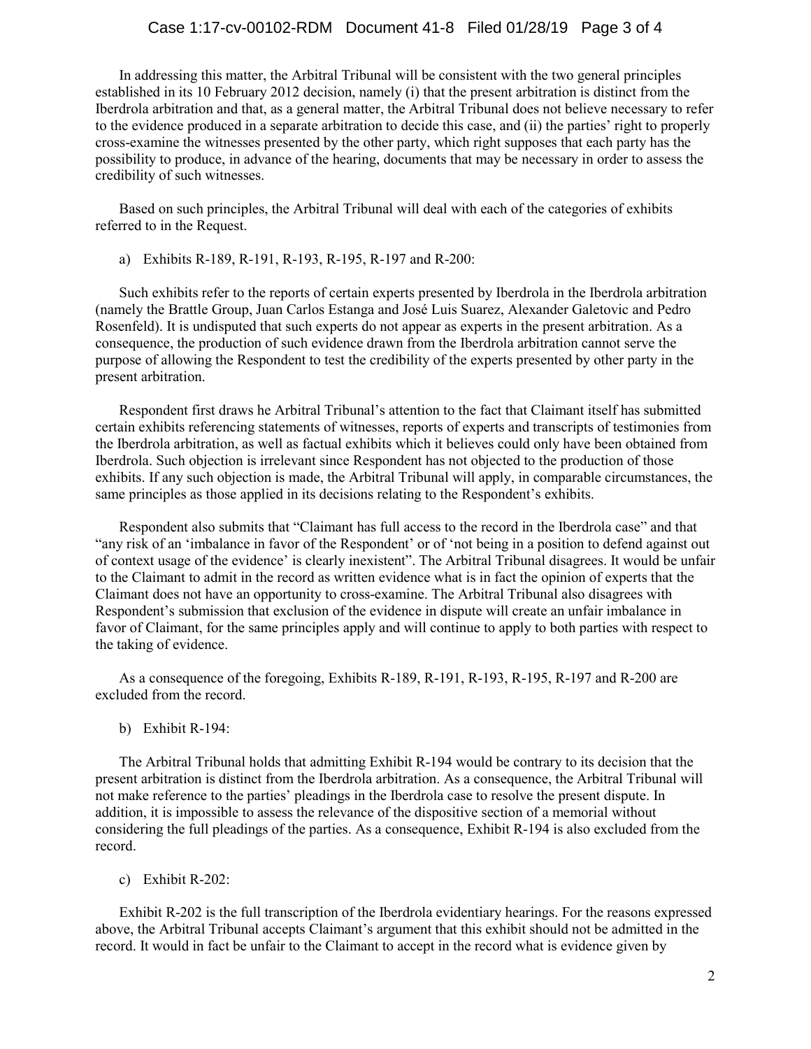In addressing this matter, the Arbitral Tribunal will be consistent with the two general principles established in its 10 February 2012 decision, namely (i) that the present arbitration is distinct from the Iberdrola arbitration and that, as a general matter, the Arbitral Tribunal does not believe necessary to refer to the evidence produced in a separate arbitration to decide this case, and (ii) the parties' right to properly cross-examine the witnesses presented by the other party, which right supposes that each party has the possibility to produce, in advance of the hearing, documents that may be necessary in order to assess the credibility of such witnesses.

Based on such principles, the Arbitral Tribunal will deal with each of the categories of exhibits referred to in the Request.

a) Exhibits R-189, R-191, R-193, R-195, R-197 and R-200:

Such exhibits refer to the reports of certain experts presented by Iberdrola in the Iberdrola arbitration (namely the Brattle Group, Juan Carlos Estanga and José Luis Suarez, Alexander Galetovic and Pedro Rosenfeld). It is undisputed that such experts do not appear as experts in the present arbitration. As a consequence, the production of such evidence drawn from the Iberdrola arbitration cannot serve the purpose of allowing the Respondent to test the credibility of the experts presented by other party in the present arbitration.

Respondent first draws he Arbitral Tribunal's attention to the fact that Claimant itself has submitted certain exhibits referencing statements of witnesses, reports of experts and transcripts of testimonies from the Iberdrola arbitration, as well as factual exhibits which it believes could only have been obtained from Iberdrola. Such objection is irrelevant since Respondent has not objected to the production of those exhibits. If any such objection is made, the Arbitral Tribunal will apply, in comparable circumstances, the same principles as those applied in its decisions relating to the Respondent's exhibits.

Respondent also submits that "Claimant has full access to the record in the Iberdrola case" and that "any risk of an 'imbalance in favor of the Respondent' or of 'not being in a position to defend against out of context usage of the evidence' is clearly inexistent". The Arbitral Tribunal disagrees. It would be unfair to the Claimant to admit in the record as written evidence what is in fact the opinion of experts that the Claimant does not have an opportunity to cross-examine. The Arbitral Tribunal also disagrees with Respondent's submission that exclusion of the evidence in dispute will create an unfair imbalance in favor of Claimant, for the same principles apply and will continue to apply to both parties with respect to the taking of evidence.

As a consequence of the foregoing, Exhibits R-189, R-191, R-193, R-195, R-197 and R-200 are excluded from the record.

b) Exhibit R-194:

The Arbitral Tribunal holds that admitting Exhibit R-194 would be contrary to its decision that the present arbitration is distinct from the Iberdrola arbitration. As a consequence, the Arbitral Tribunal will not make reference to the parties' pleadings in the Iberdrola case to resolve the present dispute. In addition, it is impossible to assess the relevance of the dispositive section of a memorial without considering the full pleadings of the parties. As a consequence, Exhibit R-194 is also excluded from the record.

c) Exhibit R-202:

Exhibit R-202 is the full transcription of the Iberdrola evidentiary hearings. For the reasons expressed above, the Arbitral Tribunal accepts Claimant's argument that this exhibit should not be admitted in the record. It would in fact be unfair to the Claimant to accept in the record what is evidence given by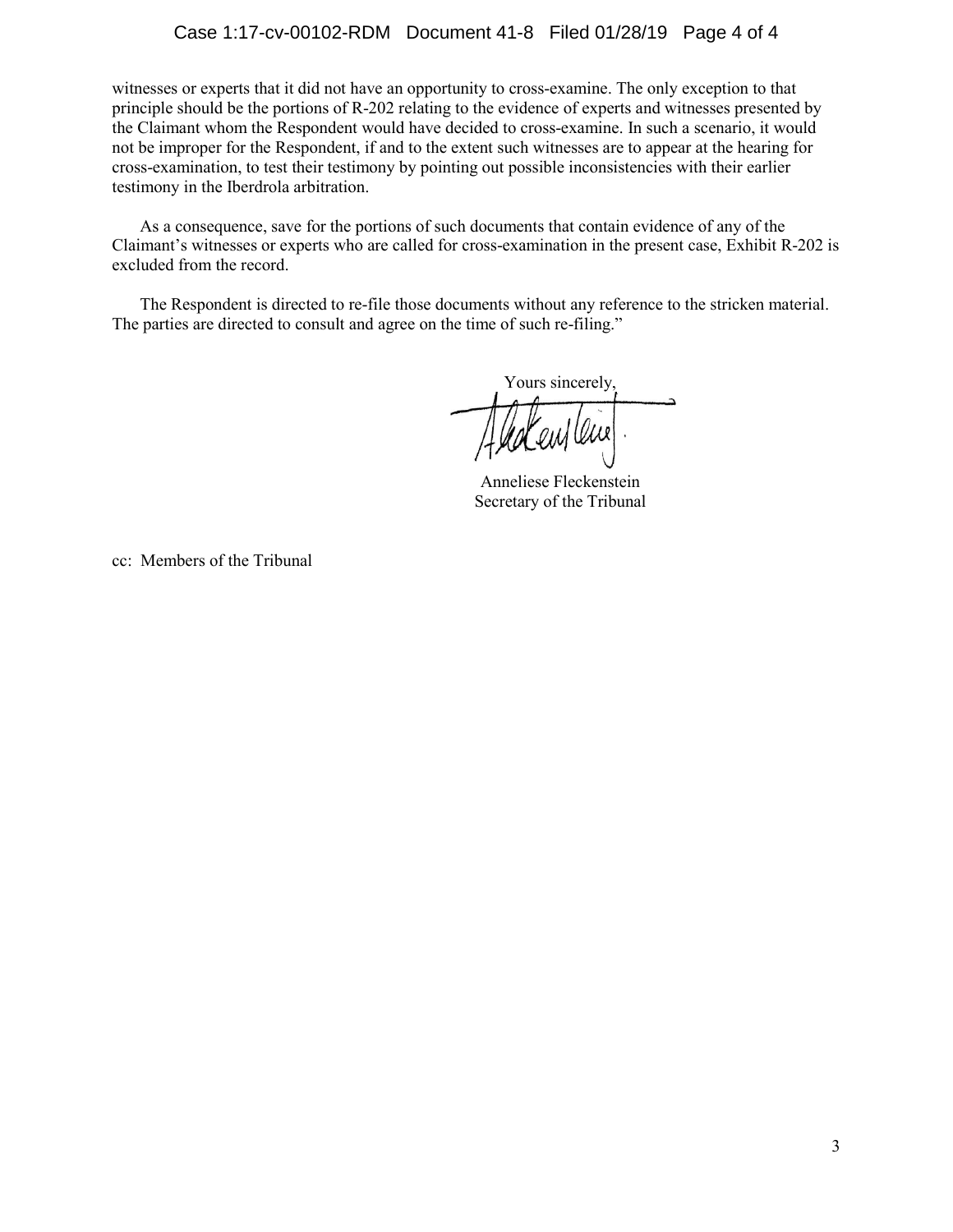witnesses or experts that it did not have an opportunity to cross-examine. The only exception to that principle should be the portions of R-202 relating to the evidence of experts and witnesses presented by the Claimant whom the Respondent would have decided to cross-examine. In such a scenario, it would not be improper for the Respondent, if and to the extent such witnesses are to appear at the hearing for cross-examination, to test their testimony by pointing out possible inconsistencies with their earlier testimony in the Iberdrola arbitration.

As a consequence, save for the portions of such documents that contain evidence of any of the Claimant's witnesses or experts who are called for cross-examination in the present case, Exhibit R-202 is excluded from the record.

The Respondent is directed to re-file those documents without any reference to the stricken material. The parties are directed to consult and agree on the time of such re-filing."

Yours sincerely,

Anneliese Fleckenstein
Secretary of the Tribunal

cc: Members of the Tribunal